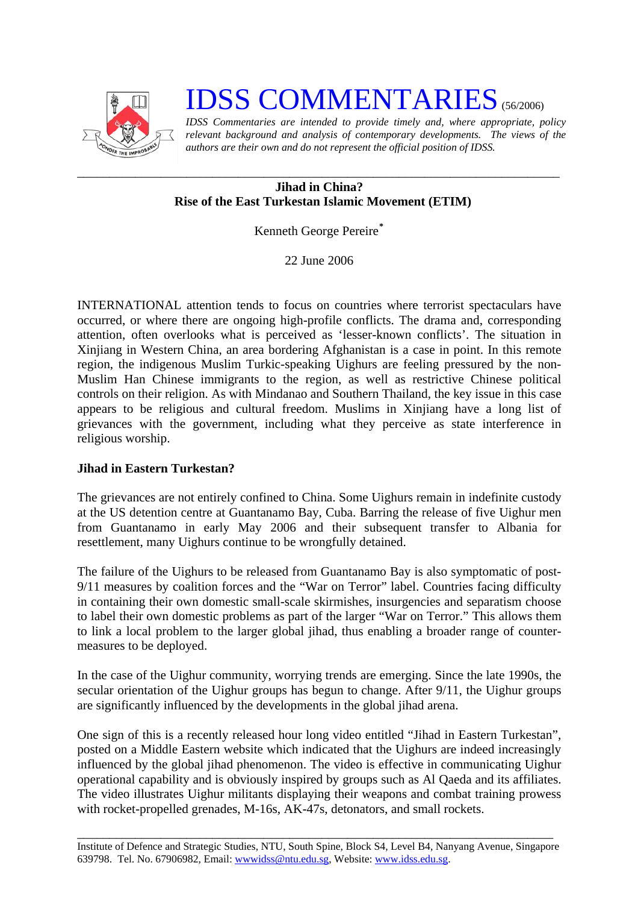# IDSS COMMENTARIES (56/2006)

*IDSS Commentaries are intended to provide timely and, where appropriate, policy relevant background and analysis of contemporary developments. The views of the authors are their own and do not represent the official position of IDSS.*

---

**Jihad in China?**
**Rise of the East Turkestan Islamic Movement (ETIM)**

Kenneth George Pereire*

22 June 2006

INTERNATIONAL attention tends to focus on countries where terrorist spectaculars have occurred, or where there are ongoing high-profile conflicts. The drama and, corresponding attention, often overlooks what is perceived as 'lesser-known conflicts'. The situation in Xinjiang in Western China, an area bordering Afghanistan is a case in point. In this remote region, the indigenous Muslim Turkic-speaking Uighurs are feeling pressured by the non-Muslim Han Chinese immigrants to the region, as well as restrictive Chinese political controls on their religion. As with Mindanao and Southern Thailand, the key issue in this case appears to be religious and cultural freedom. Muslims in Xinjiang have a long list of grievances with the government, including what they perceive as state interference in religious worship.

**Jihad in Eastern Turkestan?**

The grievances are not entirely confined to China. Some Uighurs remain in indefinite custody at the US detention centre at Guantanamo Bay, Cuba. Barring the release of five Uighur men from Guantanamo in early May 2006 and their subsequent transfer to Albania for resettlement, many Uighurs continue to be wrongfully detained.

The failure of the Uighurs to be released from Guantanamo Bay is also symptomatic of post-9/11 measures by coalition forces and the "War on Terror" label. Countries facing difficulty in containing their own domestic small-scale skirmishes, insurgencies and separatism choose to label their own domestic problems as part of the larger "War on Terror." This allows them to link a local problem to the larger global jihad, thus enabling a broader range of counter-measures to be deployed.

In the case of the Uighur community, worrying trends are emerging. Since the late 1990s, the secular orientation of the Uighur groups has begun to change. After 9/11, the Uighur groups are significantly influenced by the developments in the global jihad arena.

One sign of this is a recently released hour long video entitled "Jihad in Eastern Turkestan", posted on a Middle Eastern website which indicated that the Uighurs are indeed increasingly influenced by the global jihad phenomenon. The video is effective in communicating Uighur operational capability and is obviously inspired by groups such as Al Qaeda and its affiliates. The video illustrates Uighur militants displaying their weapons and combat training prowess with rocket-propelled grenades, M-16s, AK-47s, detonators, and small rockets.

---

Institute of Defence and Strategic Studies, NTU, South Spine, Block S4, Level B4, Nanyang Avenue, Singapore 639798. Tel. No. 67906982, Email: wwwidss@ntu.edu.sg, Website: www.idss.edu.sg.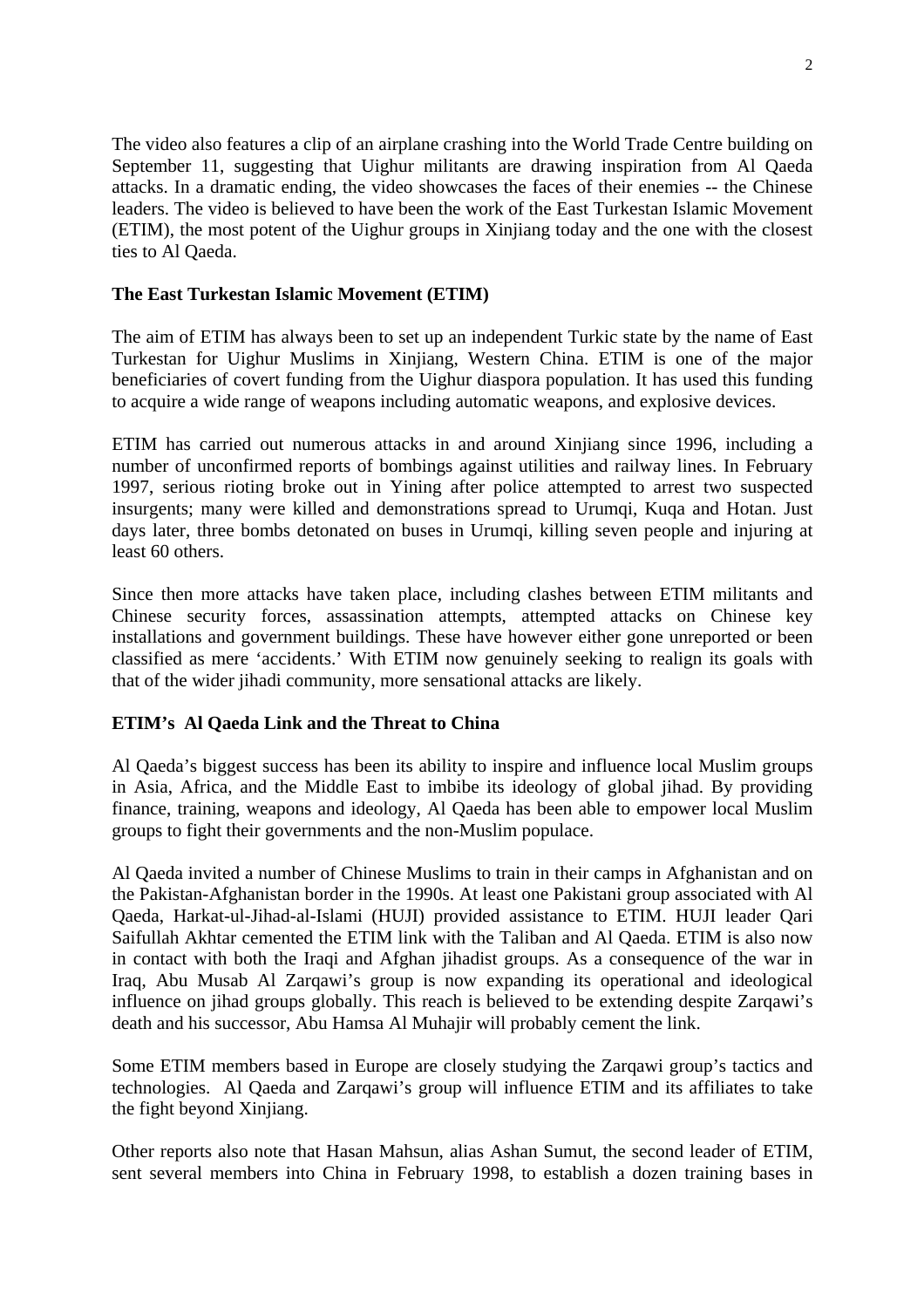The video also features a clip of an airplane crashing into the World Trade Centre building on September 11, suggesting that Uighur militants are drawing inspiration from Al Qaeda attacks. In a dramatic ending, the video showcases the faces of their enemies -- the Chinese leaders. The video is believed to have been the work of the East Turkestan Islamic Movement (ETIM), the most potent of the Uighur groups in Xinjiang today and the one with the closest ties to Al Qaeda.

**The East Turkestan Islamic Movement (ETIM)**

The aim of ETIM has always been to set up an independent Turkic state by the name of East Turkestan for Uighur Muslims in Xinjiang, Western China. ETIM is one of the major beneficiaries of covert funding from the Uighur diaspora population. It has used this funding to acquire a wide range of weapons including automatic weapons, and explosive devices.

ETIM has carried out numerous attacks in and around Xinjiang since 1996, including a number of unconfirmed reports of bombings against utilities and railway lines. In February 1997, serious rioting broke out in Yining after police attempted to arrest two suspected insurgents; many were killed and demonstrations spread to Urumqi, Kuqa and Hotan. Just days later, three bombs detonated on buses in Urumqi, killing seven people and injuring at least 60 others.

Since then more attacks have taken place, including clashes between ETIM militants and Chinese security forces, assassination attempts, attempted attacks on Chinese key installations and government buildings. These have however either gone unreported or been classified as mere 'accidents.' With ETIM now genuinely seeking to realign its goals with that of the wider jihadi community, more sensational attacks are likely.

**ETIM's Al Qaeda Link and the Threat to China**

Al Qaeda's biggest success has been its ability to inspire and influence local Muslim groups in Asia, Africa, and the Middle East to imbibe its ideology of global jihad. By providing finance, training, weapons and ideology, Al Qaeda has been able to empower local Muslim groups to fight their governments and the non-Muslim populace.

Al Qaeda invited a number of Chinese Muslims to train in their camps in Afghanistan and on the Pakistan-Afghanistan border in the 1990s. At least one Pakistani group associated with Al Qaeda, Harkat-ul-Jihad-al-Islami (HUJI) provided assistance to ETIM. HUJI leader Qari Saifullah Akhtar cemented the ETIM link with the Taliban and Al Qaeda. ETIM is also now in contact with both the Iraqi and Afghan jihadist groups. As a consequence of the war in Iraq, Abu Musab Al Zarqawi's group is now expanding its operational and ideological influence on jihad groups globally. This reach is believed to be extending despite Zarqawi's death and his successor, Abu Hamsa Al Muhajir will probably cement the link.

Some ETIM members based in Europe are closely studying the Zarqawi group's tactics and technologies. Al Qaeda and Zarqawi's group will influence ETIM and its affiliates to take the fight beyond Xinjiang.

Other reports also note that Hasan Mahsun, alias Ashan Sumut, the second leader of ETIM, sent several members into China in February 1998, to establish a dozen training bases in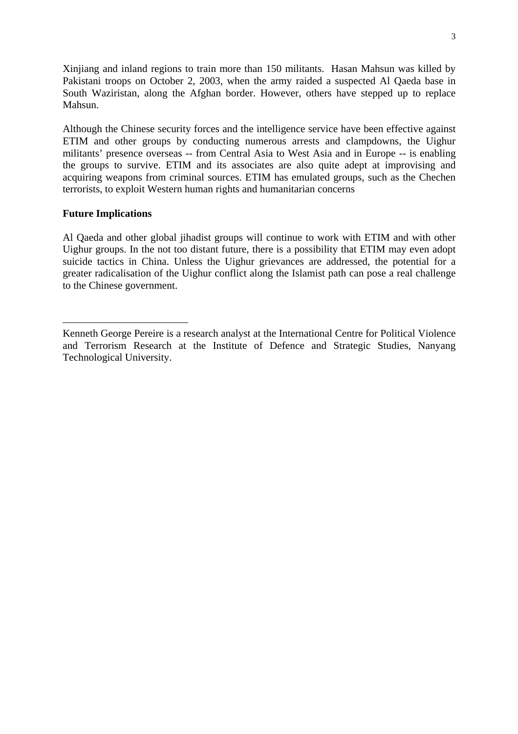Xinjiang and inland regions to train more than 150 militants. Hasan Mahsun was killed by Pakistani troops on October 2, 2003, when the army raided a suspected Al Qaeda base in South Waziristan, along the Afghan border. However, others have stepped up to replace Mahsun.

Although the Chinese security forces and the intelligence service have been effective against ETIM and other groups by conducting numerous arrests and clampdowns, the Uighur militants' presence overseas -- from Central Asia to West Asia and in Europe -- is enabling the groups to survive. ETIM and its associates are also quite adept at improvising and acquiring weapons from criminal sources. ETIM has emulated groups, such as the Chechen terrorists, to exploit Western human rights and humanitarian concerns

**Future Implications**

Al Qaeda and other global jihadist groups will continue to work with ETIM and with other Uighur groups. In the not too distant future, there is a possibility that ETIM may even adopt suicide tactics in China. Unless the Uighur grievances are addressed, the potential for a greater radicalisation of the Uighur conflict along the Islamist path can pose a real challenge to the Chinese government.

---

Kenneth George Pereire is a research analyst at the International Centre for Political Violence and Terrorism Research at the Institute of Defence and Strategic Studies, Nanyang Technological University.